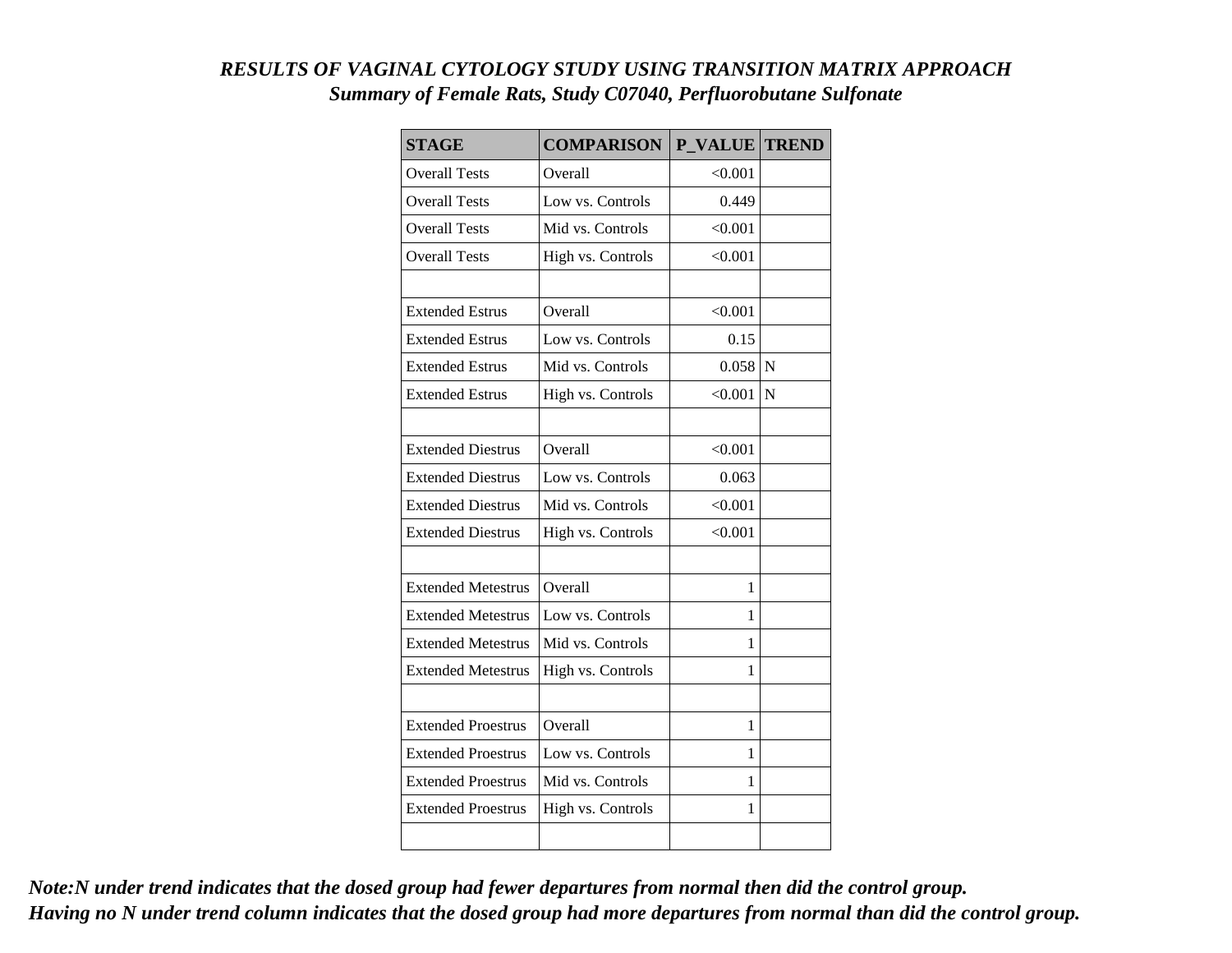***RESULTS OF VAGINAL CYTOLOGY STUDY USING TRANSITION MATRIX APPROACH***
***Summary of Female Rats, Study C07040, Perfluorobutane Sulfonate***

| STAGE | COMPARISON | P_VALUE | TREND |
|---|---|---|---|
| Overall Tests | Overall | <0.001 | |
| Overall Tests | Low vs. Controls | 0.449 | |
| Overall Tests | Mid vs. Controls | <0.001 | |
| Overall Tests | High vs. Controls | <0.001 | |
| | | | |
| Extended Estrus | Overall | <0.001 | |
| Extended Estrus | Low vs. Controls | 0.15 | |
| Extended Estrus | Mid vs. Controls | 0.058 | N |
| Extended Estrus | High vs. Controls | <0.001 | N |
| | | | |
| Extended Diestrus | Overall | <0.001 | |
| Extended Diestrus | Low vs. Controls | 0.063 | |
| Extended Diestrus | Mid vs. Controls | <0.001 | |
| Extended Diestrus | High vs. Controls | <0.001 | |
| | | | |
| Extended Metestrus | Overall | 1 | |
| Extended Metestrus | Low vs. Controls | 1 | |
| Extended Metestrus | Mid vs. Controls | 1 | |
| Extended Metestrus | High vs. Controls | 1 | |
| | | | |
| Extended Proestrus | Overall | 1 | |
| Extended Proestrus | Low vs. Controls | 1 | |
| Extended Proestrus | Mid vs. Controls | 1 | |
| Extended Proestrus | High vs. Controls | 1 | |
| | | | |

***Note:N under trend indicates that the dosed group had fewer departures from normal then did the control group.***
***Having no N under trend column indicates that the dosed group had more departures from normal than did the control group.***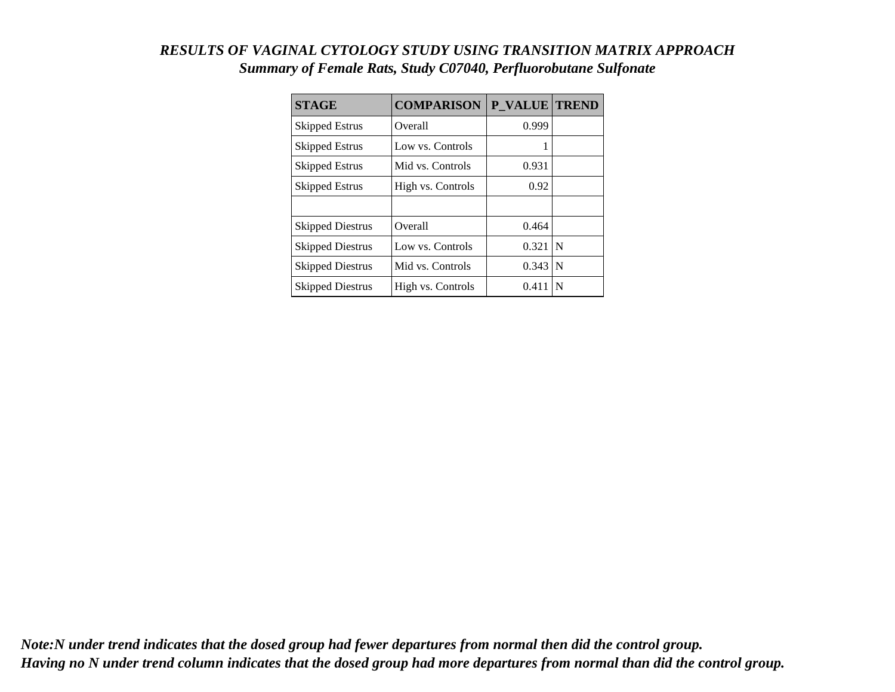***RESULTS OF VAGINAL CYTOLOGY STUDY USING TRANSITION MATRIX APPROACH***

***Summary of Female Rats, Study C07040, Perfluorobutane Sulfonate***

| STAGE | COMPARISON | P_VALUE | TREND |
|---|---|---|---|
| Skipped Estrus | Overall | 0.999 | |
| Skipped Estrus | Low vs. Controls | 1 | |
| Skipped Estrus | Mid vs. Controls | 0.931 | |
| Skipped Estrus | High vs. Controls | 0.92 | |
| | | | |
| Skipped Diestrus | Overall | 0.464 | |
| Skipped Diestrus | Low vs. Controls | 0.321 | N |
| Skipped Diestrus | Mid vs. Controls | 0.343 | N |
| Skipped Diestrus | High vs. Controls | 0.411 | N |

***Note:N under trend indicates that the dosed group had fewer departures from normal then did the control group.***
***Having no N under trend column indicates that the dosed group had more departures from normal than did the control group.***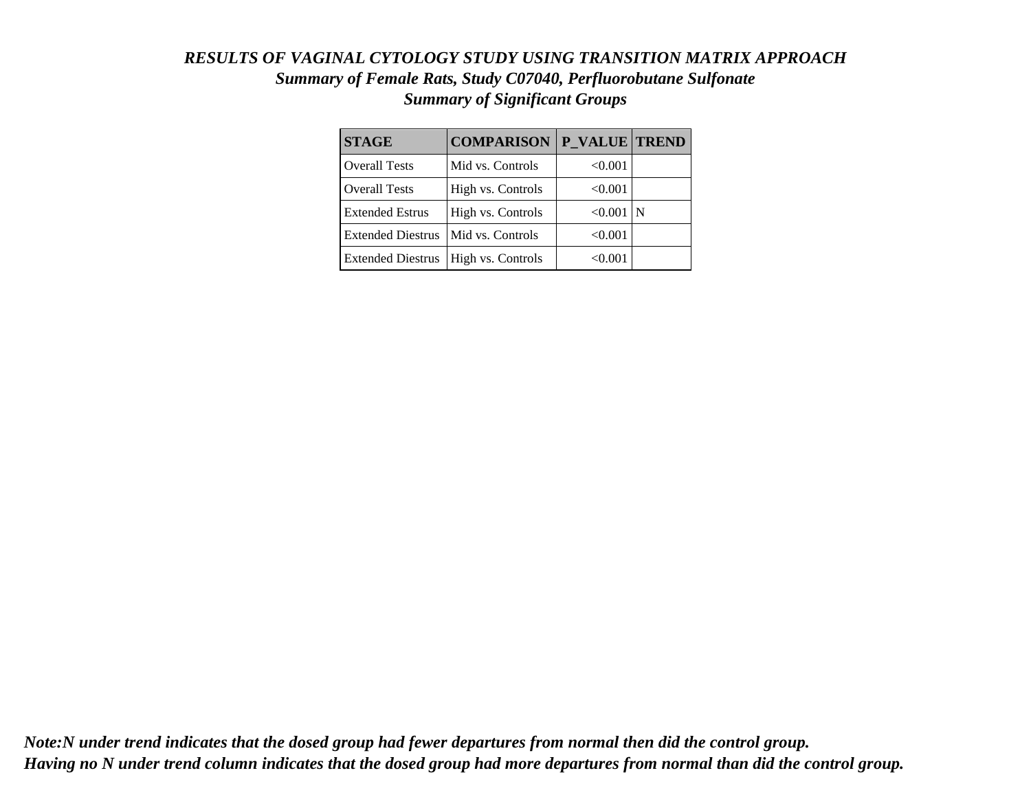***RESULTS OF VAGINAL CYTOLOGY STUDY USING TRANSITION MATRIX APPROACH***
***Summary of Female Rats, Study C07040, Perfluorobutane Sulfonate***
***Summary of Significant Groups***

| STAGE | COMPARISON | P_VALUE | TREND |
|---|---|---|---|
| Overall Tests | Mid vs. Controls | <0.001 | |
| Overall Tests | High vs. Controls | <0.001 | |
| Extended Estrus | High vs. Controls | <0.001 | N |
| Extended Diestrus | Mid vs. Controls | <0.001 | |
| Extended Diestrus | High vs. Controls | <0.001 | |

***Note:N under trend indicates that the dosed group had fewer departures from normal then did the control group.***
***Having no N under trend column indicates that the dosed group had more departures from normal than did the control group.***